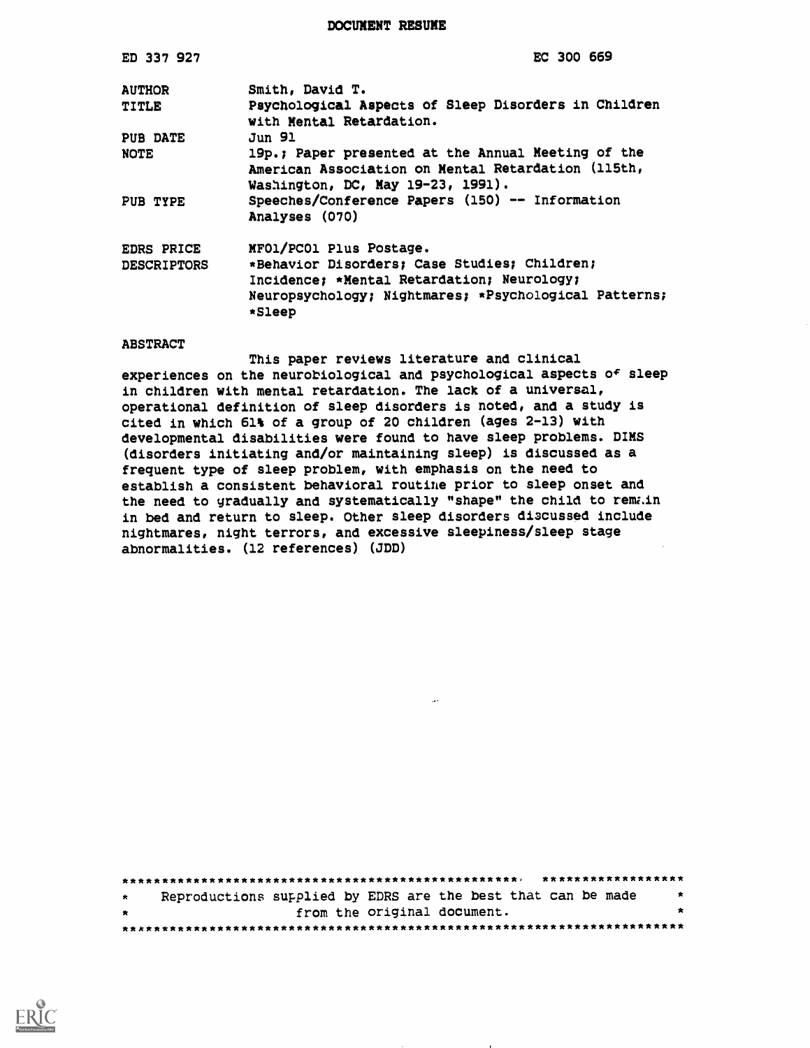DOCUMENT RESUME

| | |
|---|---|
| ED 337 927 | EC 300 669 |
| AUTHOR | Smith, David T. |
| TITLE | Psychological Aspects of Sleep Disorders in Children with Mental Retardation. |
| PUB DATE | Jun 91 |
| NOTE | 19p.; Paper presented at the Annual Meeting of the American Association on Mental Retardation (115th, Washington, DC, May 19-23, 1991). |
| PUB TYPE | Speeches/Conference Papers (150) -- Information Analyses (070) |
| EDRS PRICE | MF01/PC01 Plus Postage. |
| DESCRIPTORS | *Behavior Disorders; Case Studies; Children; Incidence; *Mental Retardation; Neurology; Neuropsychology; Nightmares; *Psychological Patterns; *Sleep |

ABSTRACT

This paper reviews literature and clinical experiences on the neurobiological and psychological aspects of sleep in children with mental retardation. The lack of a universal, operational definition of sleep disorders is noted, and a study is cited in which 61% of a group of 20 children (ages 2-13) with developmental disabilities were found to have sleep problems. DIMS (disorders initiating and/or maintaining sleep) is discussed as a frequent type of sleep problem, with emphasis on the need to establish a consistent behavioral routine prior to sleep onset and the need to gradually and systematically "shape" the child to remain in bed and return to sleep. Other sleep disorders discussed include nightmares, night terrors, and excessive sleepiness/sleep stage abnormalities. (12 references) (JDD)

Reproductions supplied by EDRS are the best that can be made from the original document.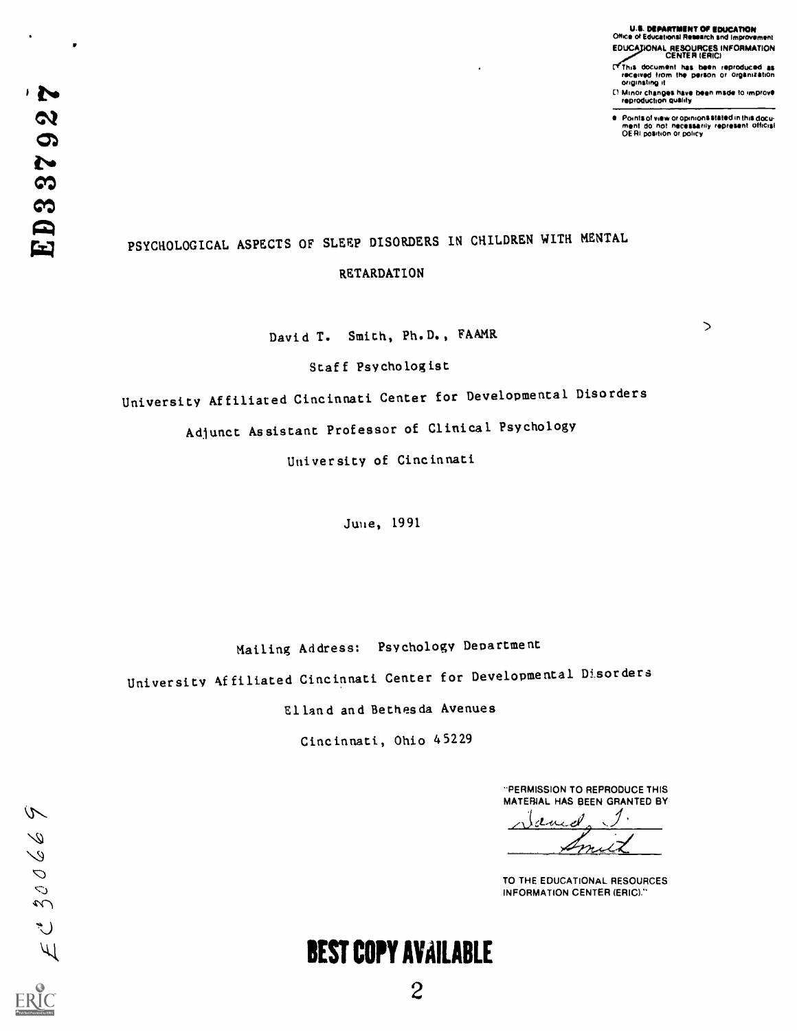U.S. DEPARTMENT OF EDUCATION
Office of Educational Research and Improvement
EDUCATIONAL RESOURCES INFORMATION CENTER (ERIC)

- This document has been reproduced as received from the person or organization originating it
- Minor changes have been made to improve reproduction quality

- Points of view or opinions stated in this document do not necessarily represent official OERI position or policy

ED337927

# PSYCHOLOGICAL ASPECTS OF SLEEP DISORDERS IN CHILDREN WITH MENTAL RETARDATION

David T. Smith, Ph.D., FAAMR

Staff Psychologist

University Affiliated Cincinnati Center for Developmental Disorders

Adjunct Assistant Professor of Clinical Psychology

University of Cincinnati

June, 1991

Mailing Address: Psychology Department

University Affiliated Cincinnati Center for Developmental Disorders

Elland and Bethesda Avenues

Cincinnati, Ohio 45229

"PERMISSION TO REPRODUCE THIS MATERIAL HAS BEEN GRANTED BY

David T. Smith

TO THE EDUCATIONAL RESOURCES INFORMATION CENTER (ERIC)."

EC300669

BEST COPY AVAILABLE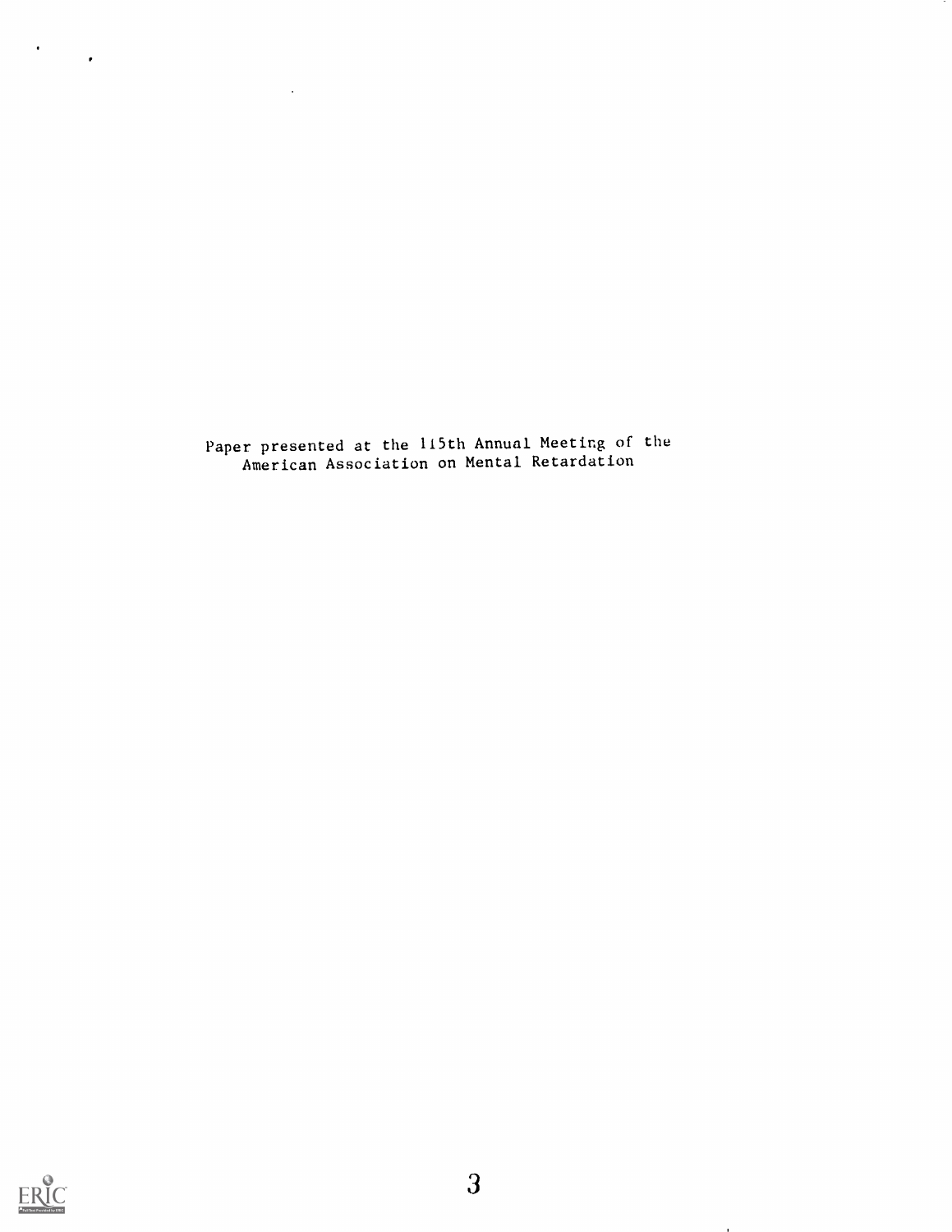Paper presented at the 115th Annual Meeting of the American Association on Mental Retardation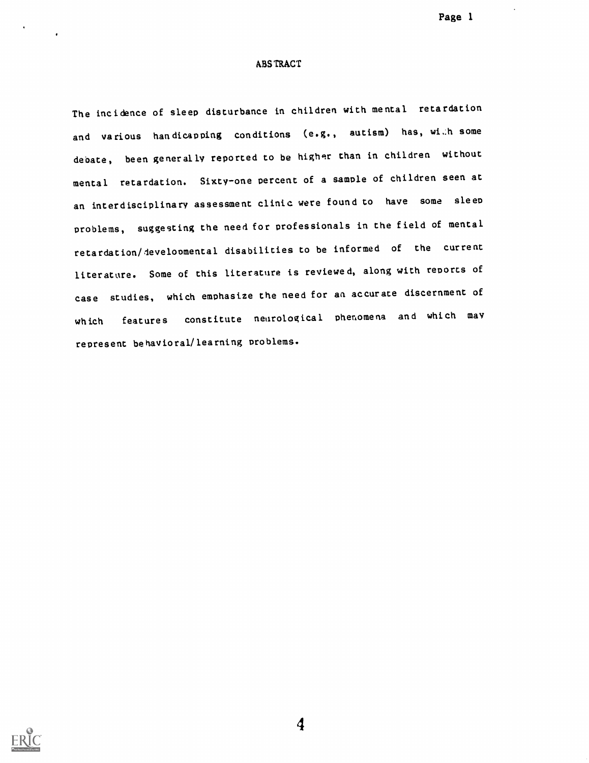## ABSTRACT

The incidence of sleep disturbance in children with mental retardation and various handicapping conditions (e.g., autism) has, with some debate, been generally reported to be higher than in children without mental retardation. Sixty-one percent of a sample of children seen at an interdisciplinary assessment clinic were found to have some sleep problems, suggesting the need for professionals in the field of mental retardation/developmental disabilities to be informed of the current literature. Some of this literature is reviewed, along with reports of case studies, which emphasize the need for an accurate discernment of which features constitute neurological phenomena and which may represent behavioral/learning problems.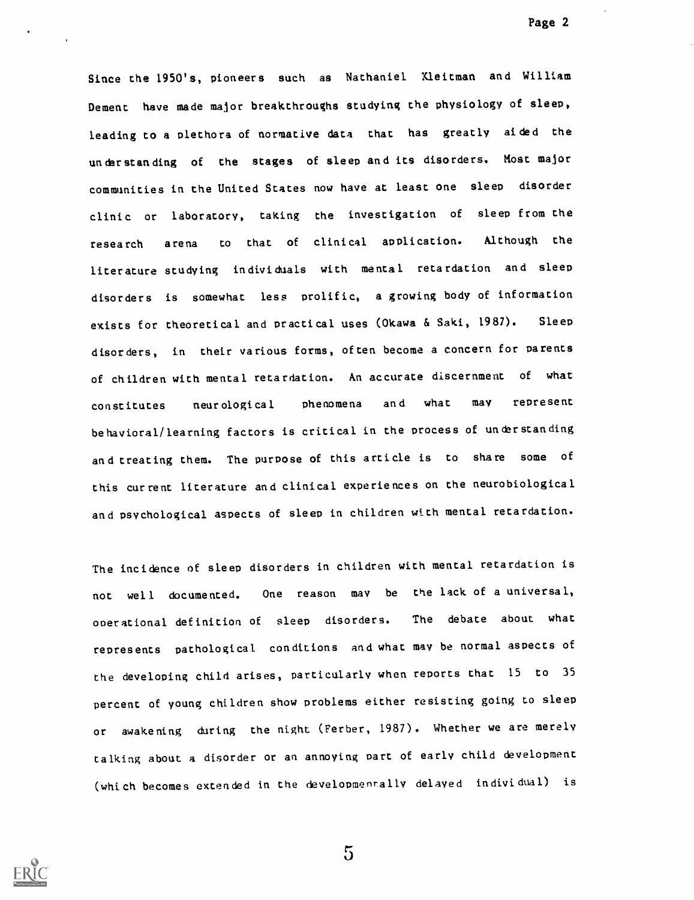Since the 1950's, pioneers such as Nathaniel Kleitman and William Dement have made major breakthroughs studying the physiology of sleep, leading to a plethora of normative data that has greatly aided the understanding of the stages of sleep and its disorders. Most major communities in the United States now have at least one sleep disorder clinic or laboratory, taking the investigation of sleep from the research arena to that of clinical application. Although the literature studying individuals with mental retardation and sleep disorders is somewhat less prolific, a growing body of information exists for theoretical and practical uses (Okawa & Saki, 1987). Sleep disorders, in their various forms, often become a concern for parents of children with mental retardation. An accurate discernment of what constitutes neurological phenomena and what may represent behavioral/learning factors is critical in the process of understanding and treating them. The purpose of this article is to share some of this current literature and clinical experiences on the neurobiological and psychological aspects of sleep in children with mental retardation.

The incidence of sleep disorders in children with mental retardation is not well documented. One reason may be the lack of a universal, operational definition of sleep disorders. The debate about what represents pathological conditions and what may be normal aspects of the developing child arises, particularly when reports that 15 to 35 percent of young children show problems either resisting going to sleep or awakening during the night (Ferber, 1987). Whether we are merely talking about a disorder or an annoying part of early child development (which becomes extended in the developmentally delayed individual) is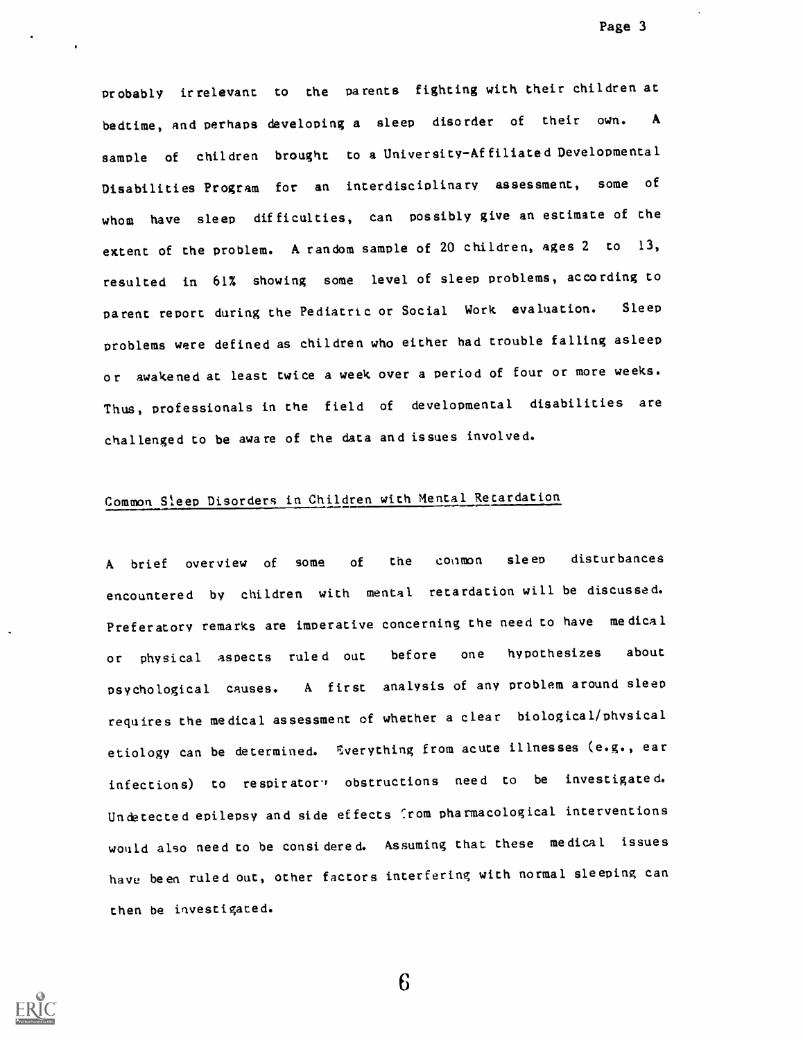probably irrelevant to the parents fighting with their children at bedtime, and perhaps developing a sleep disorder of their own. A sample of children brought to a University-Affiliated Developmental Disabilities Program for an interdisciplinary assessment, some of whom have sleep difficulties, can possibly give an estimate of the extent of the problem. A random sample of 20 children, ages 2 to 13, resulted in 61% showing some level of sleep problems, according to parent report during the Pediatric or Social Work evaluation. Sleep problems were defined as children who either had trouble falling asleep or awakened at least twice a week over a period of four or more weeks. Thus, professionals in the field of developmental disabilities are challenged to be aware of the data and issues involved.

## Common Sleep Disorders in Children with Mental Retardation

A brief overview of some of the common sleep disturbances encountered by children with mental retardation will be discussed. Preferatory remarks are imperative concerning the need to have medical or physical aspects ruled out before one hypothesizes about psychological causes. A first analysis of any problem around sleep requires the medical assessment of whether a clear biological/physical etiology can be determined. Everything from acute illnesses (e.g., ear infections) to respiratory obstructions need to be investigated. Undetected epilepsy and side effects from pharmacological interventions would also need to be considered. Assuming that these medical issues have been ruled out, other factors interfering with normal sleeping can then be investigated.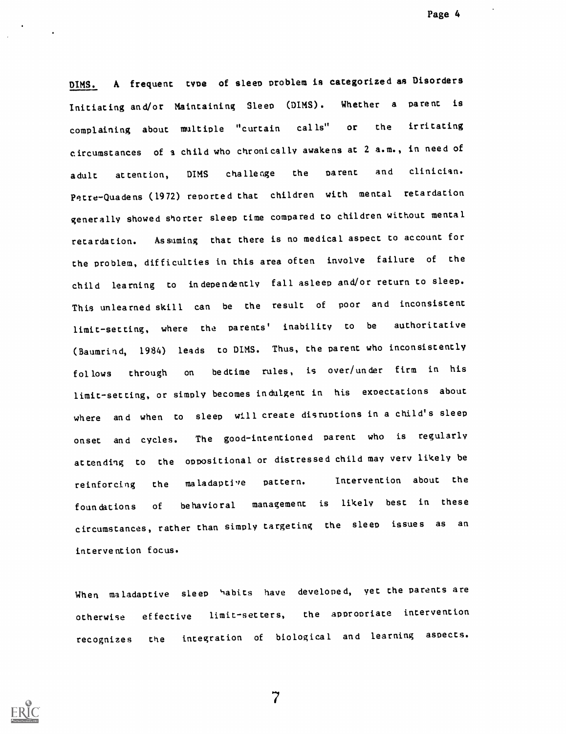<u>DIMS.</u> A frequent type of sleep problem is categorized as Disorders Initiating and/or Maintaining Sleep (DIMS). Whether a parent is complaining about multiple "curtain calls" or the irritating circumstances of a child who chronically awakens at 2 a.m., in need of adult attention, DIMS challenge the parent and clinician. Petre-Quadens (1972) reported that children with mental retardation generally showed shorter sleep time compared to children without mental retardation. Assuming that there is no medical aspect to account for the problem, difficulties in this area often involve failure of the child learning to independently fall asleep and/or return to sleep. This unlearned skill can be the result of poor and inconsistent limit-setting, where the parents' inability to be authoritative (Baumrind, 1984) leads to DIMS. Thus, the parent who inconsistently follows through on bedtime rules, is over/under firm in his limit-setting, or simply becomes indulgent in his expectations about where and when to sleep will create disruptions in a child's sleep onset and cycles. The good-intentioned parent who is regularly attending to the oppositional or distressed child may very likely be reinforcing the maladaptive pattern. Intervention about the foundations of behavioral management is likely best in these circumstances, rather than simply targeting the sleep issues as an intervention focus.

When maladaptive sleep habits have developed, yet the parents are otherwise effective limit-setters, the appropriate intervention recognizes the integration of biological and learning aspects.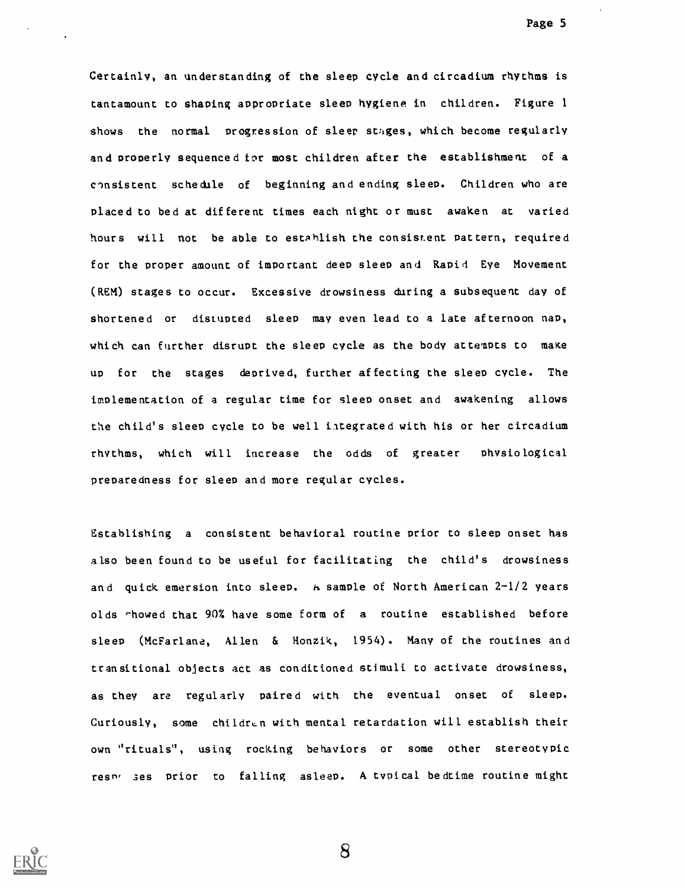Certainly, an understanding of the sleep cycle and circadium rhythms is tantamount to shaping appropriate sleep hygiene in children. Figure 1 shows the normal progression of sleep stages, which become regularly and properly sequenced for most children after the establishment of a consistent schedule of beginning and ending sleep. Children who are placed to bed at different times each night or must awaken at varied hours will not be able to establish the consistent pattern, required for the proper amount of important deep sleep and Rapid Eye Movement (REM) stages to occur. Excessive drowsiness during a subsequent day of shortened or disrupted sleep may even lead to a late afternoon nap, which can further disrupt the sleep cycle as the body attempts to make up for the stages deprived, further affecting the sleep cycle. The implementation of a regular time for sleep onset and awakening allows the child's sleep cycle to be well integrated with his or her circadium rhythms, which will increase the odds of greater physiological preparedness for sleep and more regular cycles.

Establishing a consistent behavioral routine prior to sleep onset has also been found to be useful for facilitating the child's drowsiness and quick emersion into sleep. A sample of North American 2-1/2 years olds showed that 90% have some form of a routine established before sleep (McFarlane, Allen & Honzik, 1954). Many of the routines and transitional objects act as conditioned stimuli to activate drowsiness, as they are regularly paired with the eventual onset of sleep. Curiously, some children with mental retardation will establish their own "rituals", using rocking behaviors or some other stereotypic responses prior to falling asleep. A typical bedtime routine might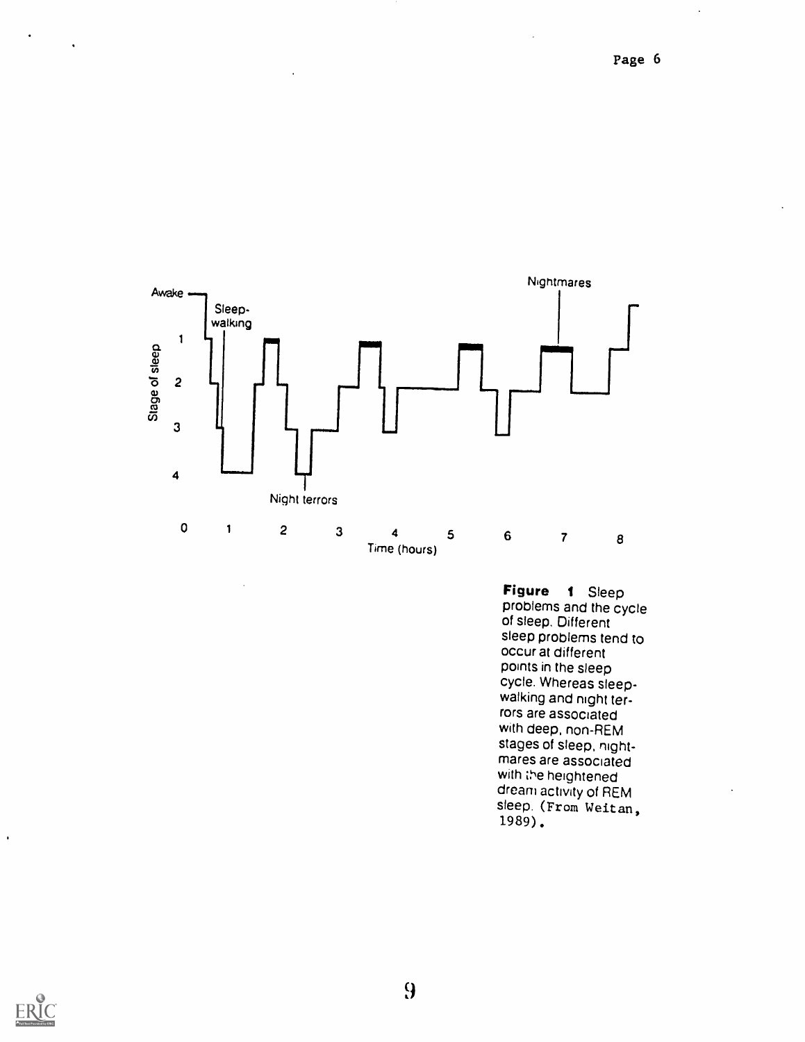Figure 1 Sleep problems and the cycle of sleep. Different sleep problems tend to occur at different points in the sleep cycle. Whereas sleepwalking and night terrors are associated with deep, non-REM stages of sleep, nightmares are associated with the heightened dream activity of REM sleep. (From Weitan, 1989).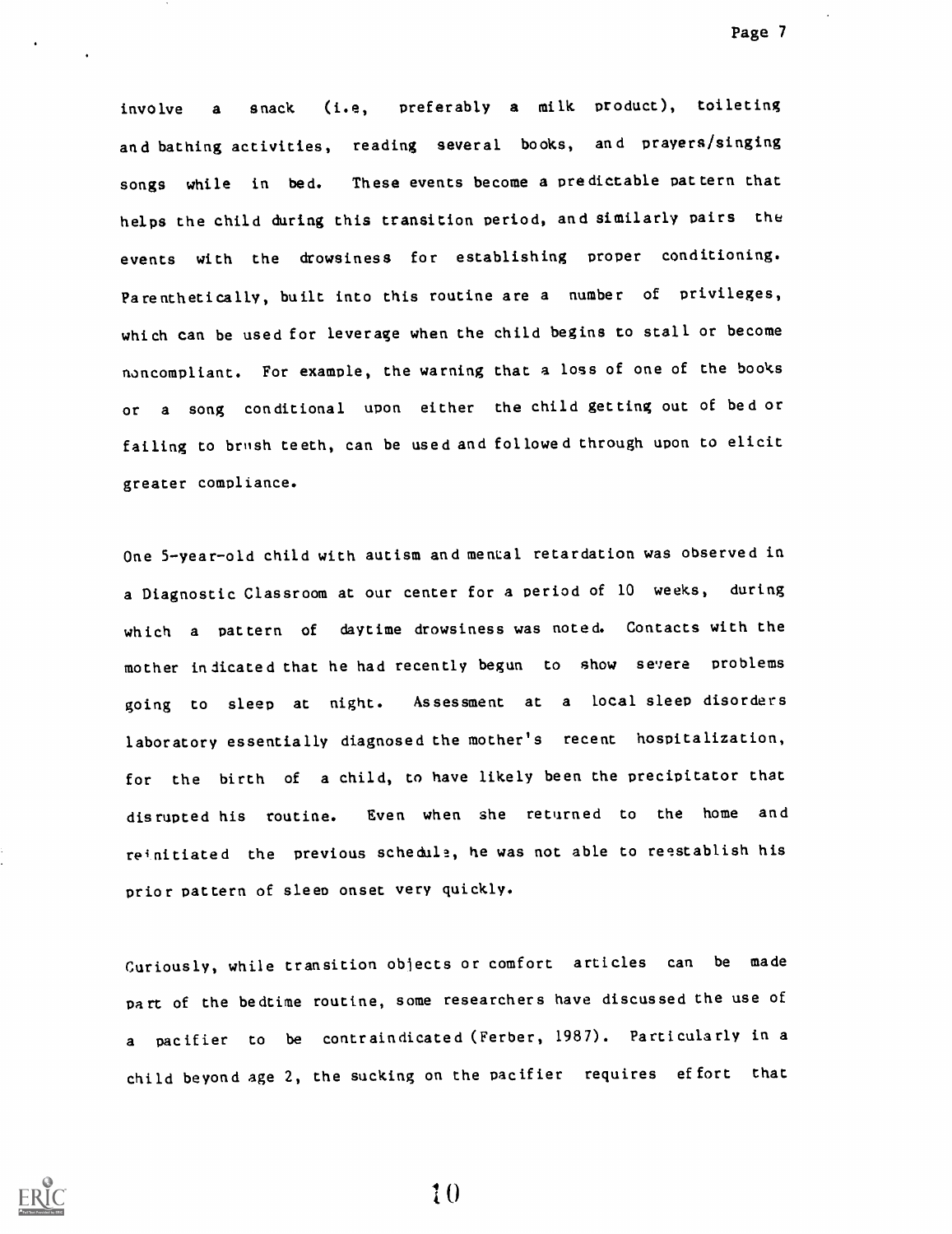involve a snack (i.e, preferably a milk product), toileting and bathing activities, reading several books, and prayers/singing songs while in bed. These events become a predictable pattern that helps the child during this transition period, and similarly pairs the events with the drowsiness for establishing proper conditioning. Parenthetically, built into this routine are a number of privileges, which can be used for leverage when the child begins to stall or become noncompliant. For example, the warning that a loss of one of the books or a song conditional upon either the child getting out of bed or failing to brush teeth, can be used and followed through upon to elicit greater compliance.

One 5-year-old child with autism and mental retardation was observed in a Diagnostic Classroom at our center for a period of 10 weeks, during which a pattern of daytime drowsiness was noted. Contacts with the mother indicated that he had recently begun to show severe problems going to sleep at night. Assessment at a local sleep disorders laboratory essentially diagnosed the mother's recent hospitalization, for the birth of a child, to have likely been the precipitator that disrupted his routine. Even when she returned to the home and reinitiated the previous schedule, he was not able to reestablish his prior pattern of sleep onset very quickly.

Curiously, while transition objects or comfort articles can be made part of the bedtime routine, some researchers have discussed the use of a pacifier to be contraindicated (Ferber, 1987). Particularly in a child beyond age 2, the sucking on the pacifier requires effort that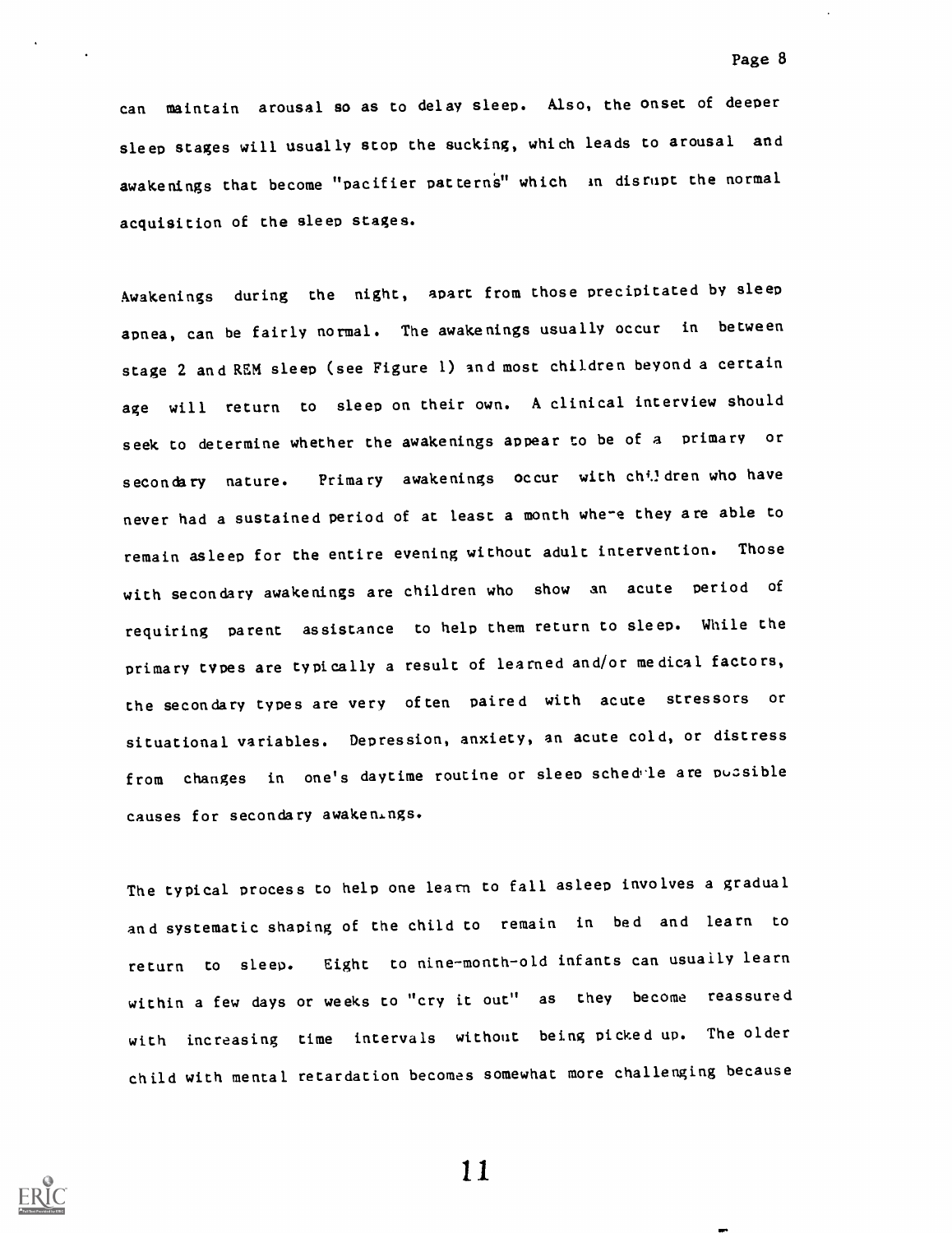can maintain arousal so as to delay sleep. Also, the onset of deeper sleep stages will usually stop the sucking, which leads to arousal and awakenings that become "pacifier patterns" which an disrupt the normal acquisition of the sleep stages.

Awakenings during the night, apart from those precipitated by sleep apnea, can be fairly normal. The awakenings usually occur in between stage 2 and REM sleep (see Figure 1) and most children beyond a certain age will return to sleep on their own. A clinical interview should seek to determine whether the awakenings appear to be of a primary or secondary nature. Primary awakenings occur with children who have never had a sustained period of at least a month where they are able to remain asleep for the entire evening without adult intervention. Those with secondary awakenings are children who show an acute period of requiring parent assistance to help them return to sleep. While the primary types are typically a result of learned and/or medical factors, the secondary types are very often paired with acute stressors or situational variables. Depression, anxiety, an acute cold, or distress from changes in one's daytime routine or sleep schedule are possible causes for secondary awakenings.

The typical process to help one learn to fall asleep involves a gradual and systematic shaping of the child to remain in bed and learn to return to sleep. Eight to nine-month-old infants can usually learn within a few days or weeks to "cry it out" as they become reassured with increasing time intervals without being picked up. The older child with mental retardation becomes somewhat more challenging because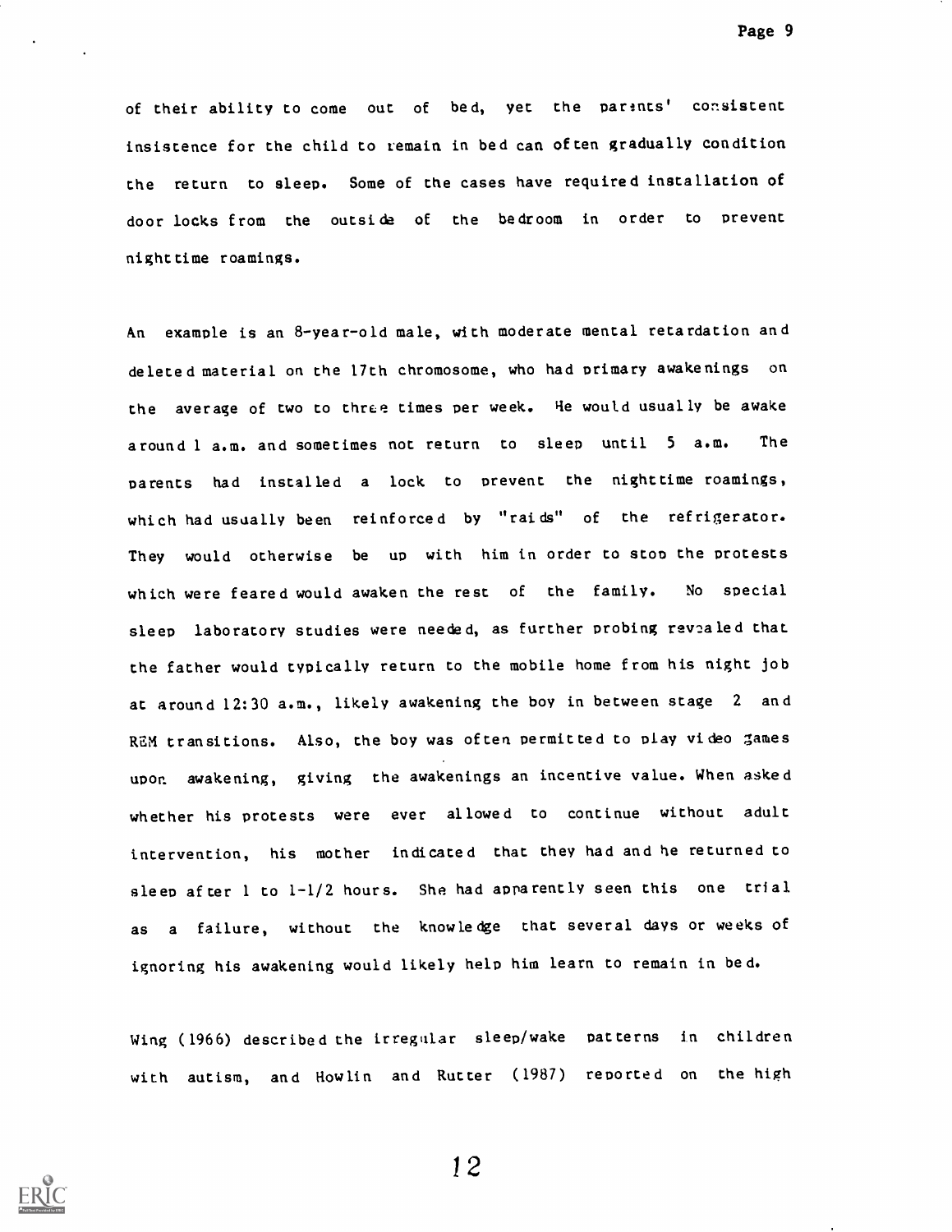of their ability to come out of bed, yet the parents' consistent insistence for the child to remain in bed can often gradually condition the return to sleep. Some of the cases have required installation of door locks from the outside of the bedroom in order to prevent nighttime roamings.

An example is an 8-year-old male, with moderate mental retardation and deleted material on the 17th chromosome, who had primary awakenings on the average of two to three times per week. He would usually be awake around 1 a.m. and sometimes not return to sleep until 5 a.m. The parents had installed a lock to prevent the nighttime roamings, which had usually been reinforced by "raids" of the refrigerator. They would otherwise be up with him in order to stop the protests which were feared would awaken the rest of the family. No special sleep laboratory studies were needed, as further probing revealed that the father would typically return to the mobile home from his night job at around 12:30 a.m., likely awakening the boy in between stage 2 and REM transitions. Also, the boy was often permitted to play video games upon awakening, giving the awakenings an incentive value. When asked whether his protests were ever allowed to continue without adult intervention, his mother indicated that they had and he returned to sleep after 1 to 1-1/2 hours. She had apparently seen this one trial as a failure, without the knowledge that several days or weeks of ignoring his awakening would likely help him learn to remain in bed.

Wing (1966) described the irregular sleep/wake patterns in children with autism, and Howlin and Rutter (1987) reported on the high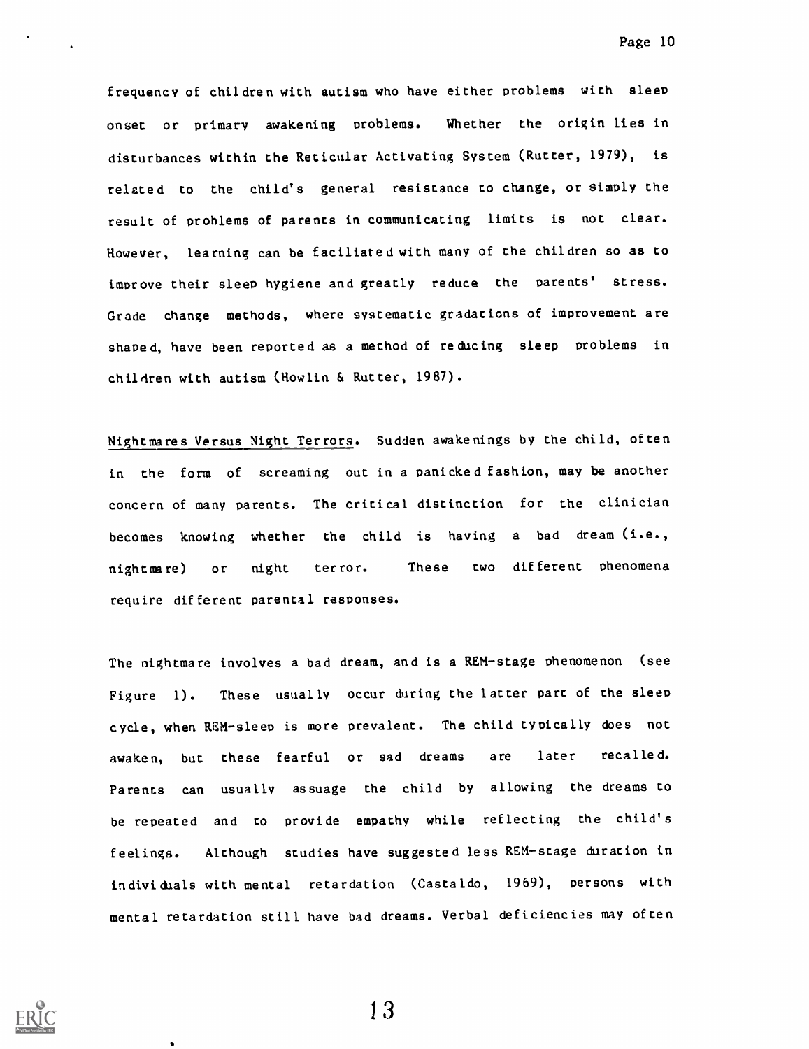frequency of children with autism who have either problems with sleep onset or primary awakening problems. Whether the origin lies in disturbances within the Reticular Activating System (Rutter, 1979), is related to the child's general resistance to change, or simply the result of problems of parents in communicating limits is not clear. However, learning can be faciliated with many of the children so as to improve their sleep hygiene and greatly reduce the parents' stress. Grade change methods, where systematic gradations of improvement are shaped, have been reported as a method of reducing sleep problems in children with autism (Howlin & Rutter, 1987).

Nightmares Versus Night Terrors. Sudden awakenings by the child, often in the form of screaming out in a panicked fashion, may be another concern of many parents. The critical distinction for the clinician becomes knowing whether the child is having a bad dream (i.e., nightmare) or night terror. These two different phenomena require different parental responses.

The nightmare involves a bad dream, and is a REM-stage phenomenon (see Figure 1). These usually occur during the latter part of the sleep cycle, when REM-sleep is more prevalent. The child typically does not awaken, but these fearful or sad dreams are later recalled. Parents can usually assuage the child by allowing the dreams to be repeated and to provide empathy while reflecting the child's feelings. Although studies have suggested less REM-stage duration in individuals with mental retardation (Castaldo, 1969), persons with mental retardation still have bad dreams. Verbal deficiencies may often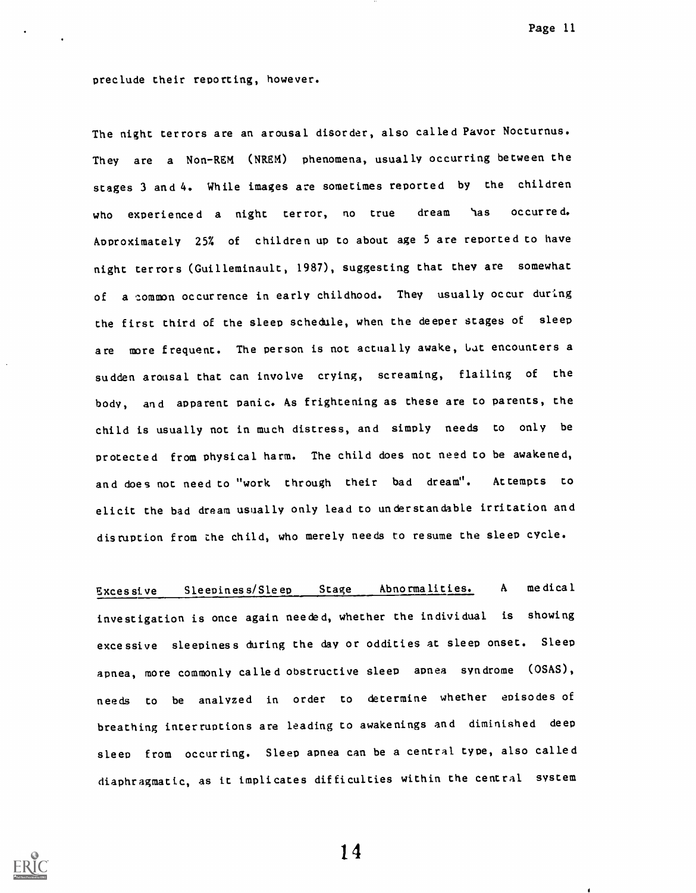preclude their reporting, however.

The night terrors are an arousal disorder, also called Pavor Nocturnus. They are a Non-REM (NREM) phenomena, usually occurring between the stages 3 and 4. While images are sometimes reported by the children who experienced a night terror, no true dream has occurred. Approximately 25% of children up to about age 5 are reported to have night terrors (Guilleminault, 1987), suggesting that they are somewhat of a common occurrence in early childhood. They usually occur during the first third of the sleep schedule, when the deeper stages of sleep are more frequent. The person is not actually awake, but encounters a sudden arousal that can involve crying, screaming, flailing of the body, and apparent panic. As frightening as these are to parents, the child is usually not in much distress, and simply needs to only be protected from physical harm. The child does not need to be awakened, and does not need to "work through their bad dream". Attempts to elicit the bad dream usually only lead to understandable irritation and disruption from the child, who merely needs to resume the sleep cycle.

<u>Excessive Sleepiness/Sleep Stage Abnormalities.</u> A medical investigation is once again needed, whether the individual is showing excessive sleepiness during the day or oddities at sleep onset. Sleep apnea, more commonly called obstructive sleep apnea syndrome (OSAS), needs to be analyzed in order to determine whether episodes of breathing interruptions are leading to awakenings and diminished deep sleep from occurring. Sleep apnea can be a central type, also called diaphragmatic, as it implicates difficulties within the central system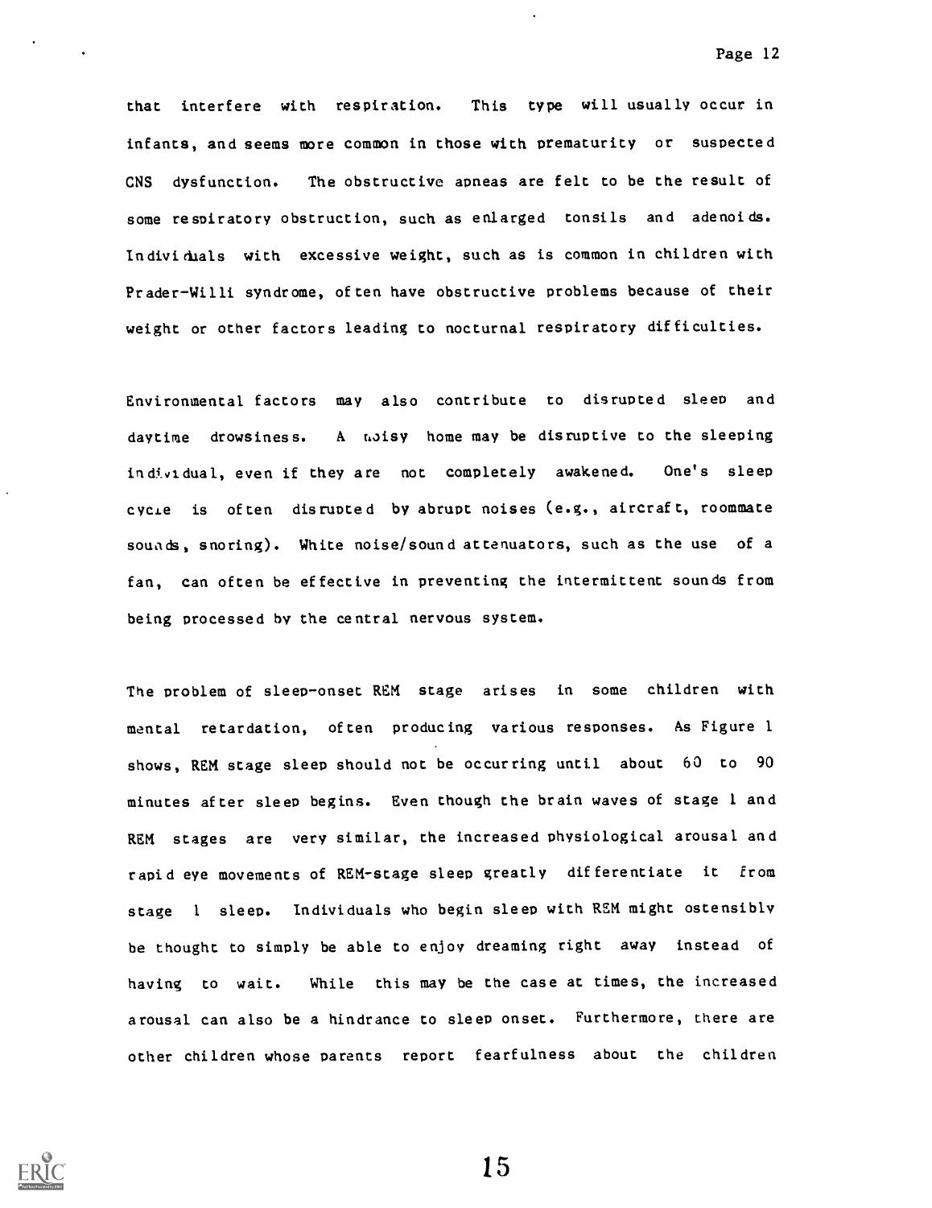that interfere with respiration. This type will usually occur in infants, and seems more common in those with prematurity or suspected CNS dysfunction. The obstructive apneas are felt to be the result of some respiratory obstruction, such as enlarged tonsils and adenoids. Individuals with excessive weight, such as is common in children with Prader-Willi syndrome, often have obstructive problems because of their weight or other factors leading to nocturnal respiratory difficulties.

Environmental factors may also contribute to disrupted sleep and daytime drowsiness. A noisy home may be disruptive to the sleeping individual, even if they are not completely awakened. One's sleep cycle is often disrupted by abrupt noises (e.g., aircraft, roommate sounds, snoring). White noise/sound attenuators, such as the use of a fan, can often be effective in preventing the intermittent sounds from being processed by the central nervous system.

The problem of sleep-onset REM stage arises in some children with mental retardation, often producing various responses. As Figure 1 shows, REM stage sleep should not be occurring until about 60 to 90 minutes after sleep begins. Even though the brain waves of stage 1 and REM stages are very similar, the increased physiological arousal and rapid eye movements of REM-stage sleep greatly differentiate it from stage 1 sleep. Individuals who begin sleep with REM might ostensibly be thought to simply be able to enjoy dreaming right away instead of having to wait. While this may be the case at times, the increased arousal can also be a hindrance to sleep onset. Furthermore, there are other children whose parents report fearfulness about the children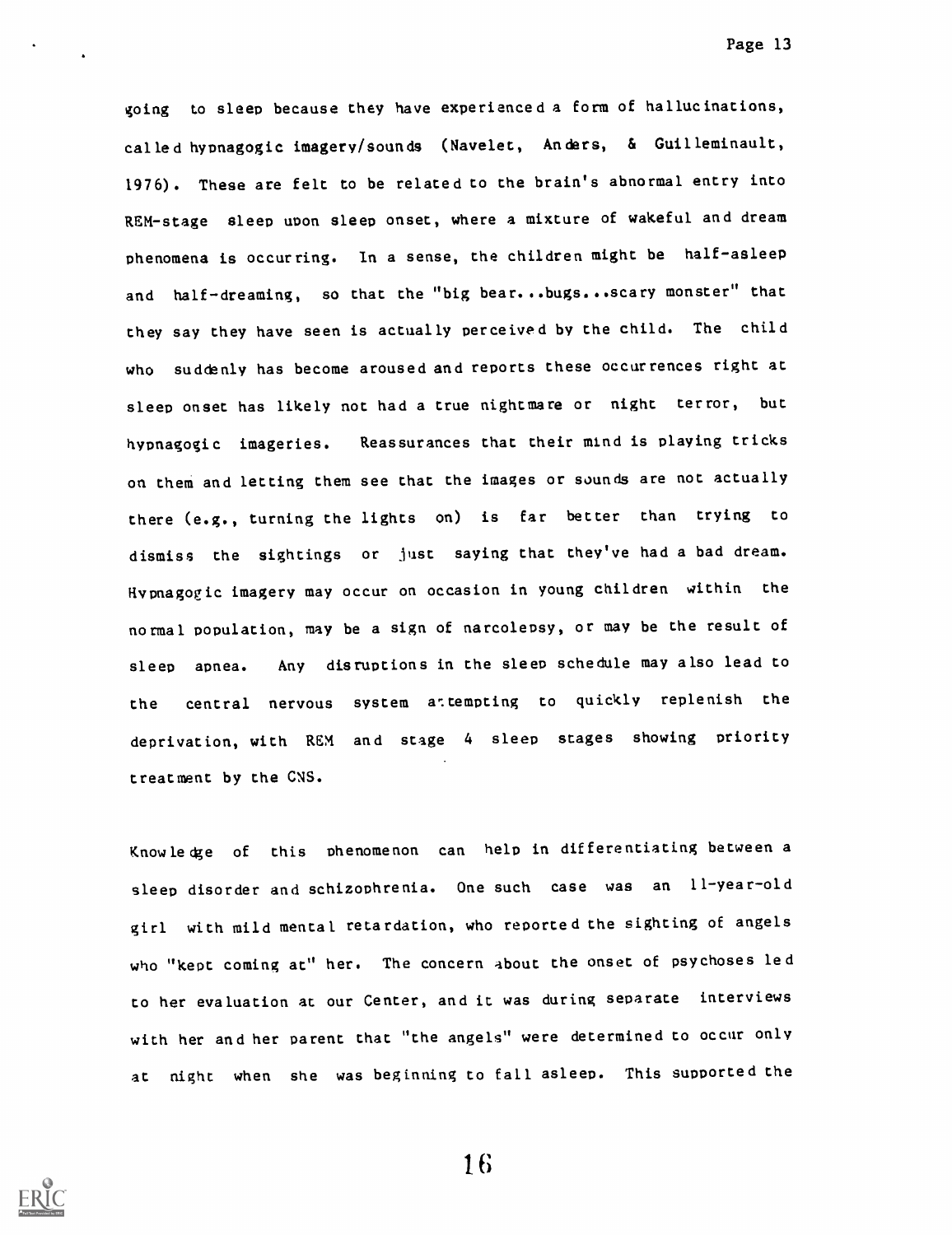going to sleep because they have experienced a form of hallucinations, called hypnagogic imagery/sounds (Navelet, Anders, & Guilleminault, 1976). These are felt to be related to the brain's abnormal entry into REM-stage sleep upon sleep onset, where a mixture of wakeful and dream phenomena is occurring. In a sense, the children might be half-asleep and half-dreaming, so that the "big bear...bugs...scary monster" that they say they have seen is actually perceived by the child. The child who suddenly has become aroused and reports these occurrences right at sleep onset has likely not had a true nightmare or night terror, but hypnagogic imageries. Reassurances that their mind is playing tricks on them and letting them see that the images or sounds are not actually there (e.g., turning the lights on) is far better than trying to dismiss the sightings or just saying that they've had a bad dream. Hypnagogic imagery may occur on occasion in young children within the normal population, may be a sign of narcolepsy, or may be the result of sleep apnea. Any disruptions in the sleep schedule may also lead to the central nervous system attempting to quickly replenish the deprivation, with REM and stage 4 sleep stages showing priority treatment by the CNS.

Knowledge of this phenomenon can help in differentiating between a sleep disorder and schizophrenia. One such case was an 11-year-old girl with mild mental retardation, who reported the sighting of angels who "kept coming at" her. The concern about the onset of psychoses led to her evaluation at our Center, and it was during separate interviews with her and her parent that "the angels" were determined to occur only at night when she was beginning to fall asleep. This supported the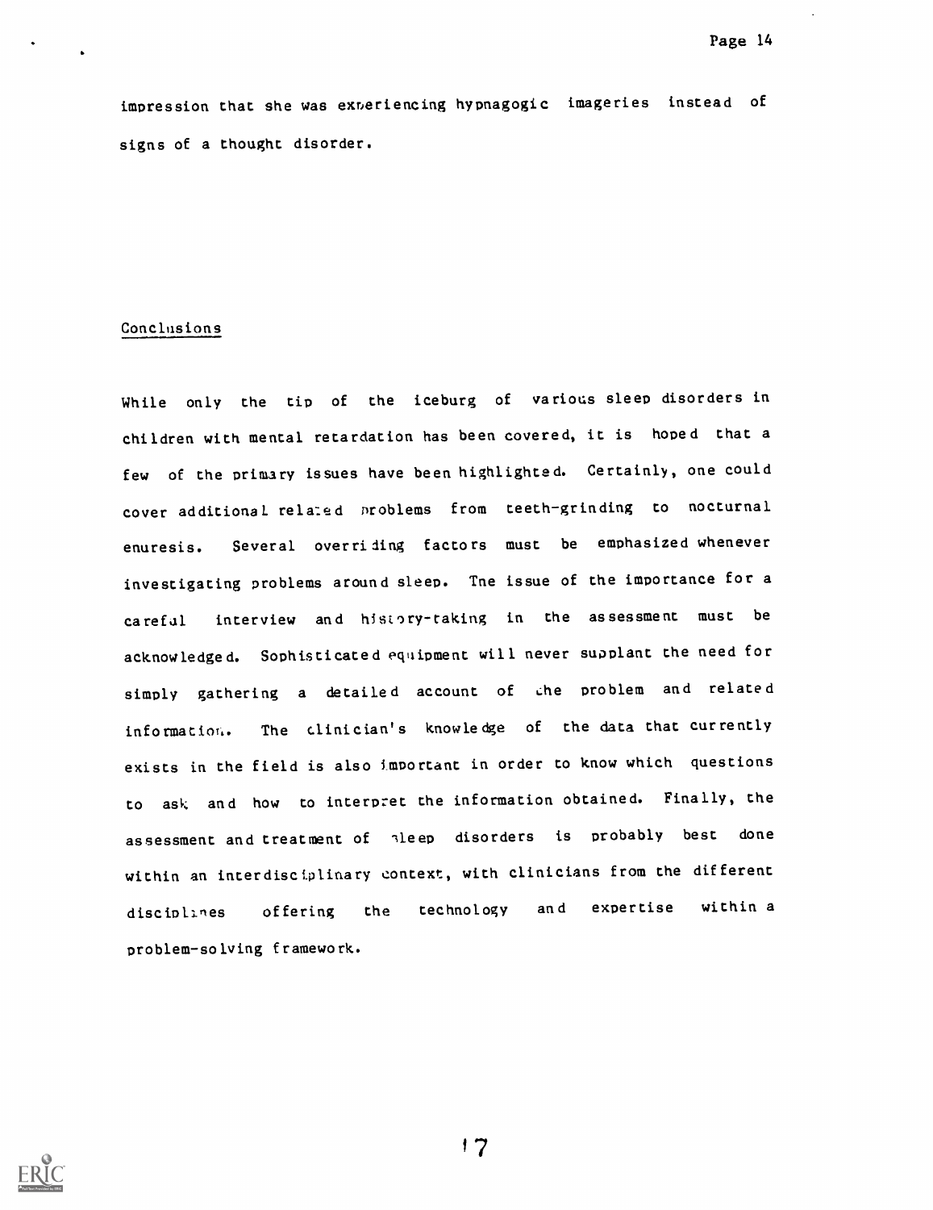impression that she was experiencing hypnagogic imageries instead of signs of a thought disorder.

## Conclusions

While only the tip of the iceburg of various sleep disorders in children with mental retardation has been covered, it is hoped that a few of the primary issues have been highlighted. Certainly, one could cover additional related problems from teeth-grinding to nocturnal enuresis. Several overriding factors must be emphasized whenever investigating problems around sleep. The issue of the importance for a careful interview and history-taking in the assessment must be acknowledged. Sophisticated equipment will never supplant the need for simply gathering a detailed account of the problem and related information. The clinician's knowledge of the data that currently exists in the field is also important in order to know which questions to ask and how to interpret the information obtained. Finally, the assessment and treatment of sleep disorders is probably best done within an interdisciplinary context, with clinicians from the different disciplines offering the technology and expertise within a problem-solving framework.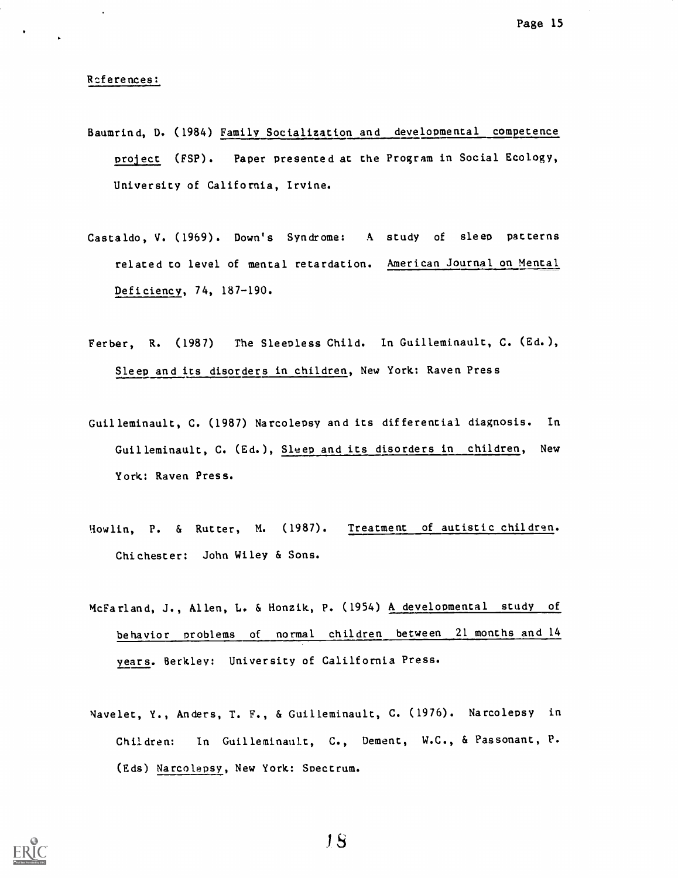References:

Baumrind, D. (1984) Family Socialization and developmental competence project (FSP). Paper presented at the Program in Social Ecology, University of California, Irvine.

Castaldo, V. (1969). Down's Syndrome: A study of sleep patterns related to level of mental retardation. American Journal on Mental Deficiency, 74, 187-190.

Ferber, R. (1987) The Sleepless Child. In Guilleminault, C. (Ed.), Sleep and its disorders in children, New York: Raven Press

Guilleminault, C. (1987) Narcolepsy and its differential diagnosis. In Guilleminault, C. (Ed.), Sleep and its disorders in children, New York: Raven Press.

Howlin, P. & Rutter, M. (1987). Treatment of autistic children. Chichester: John Wiley & Sons.

McFarland, J., Allen, L. & Honzik, P. (1954) A developmental study of behavior problems of normal children between 21 months and 14 years. Berkley: University of Calilfornia Press.

Navelet, Y., Anders, T. F., & Guilleminault, C. (1976). Narcolepsy in Children: In Guilleminault, C., Dement, W.C., & Passonant, P. (Eds) Narcolepsy, New York: Spectrum.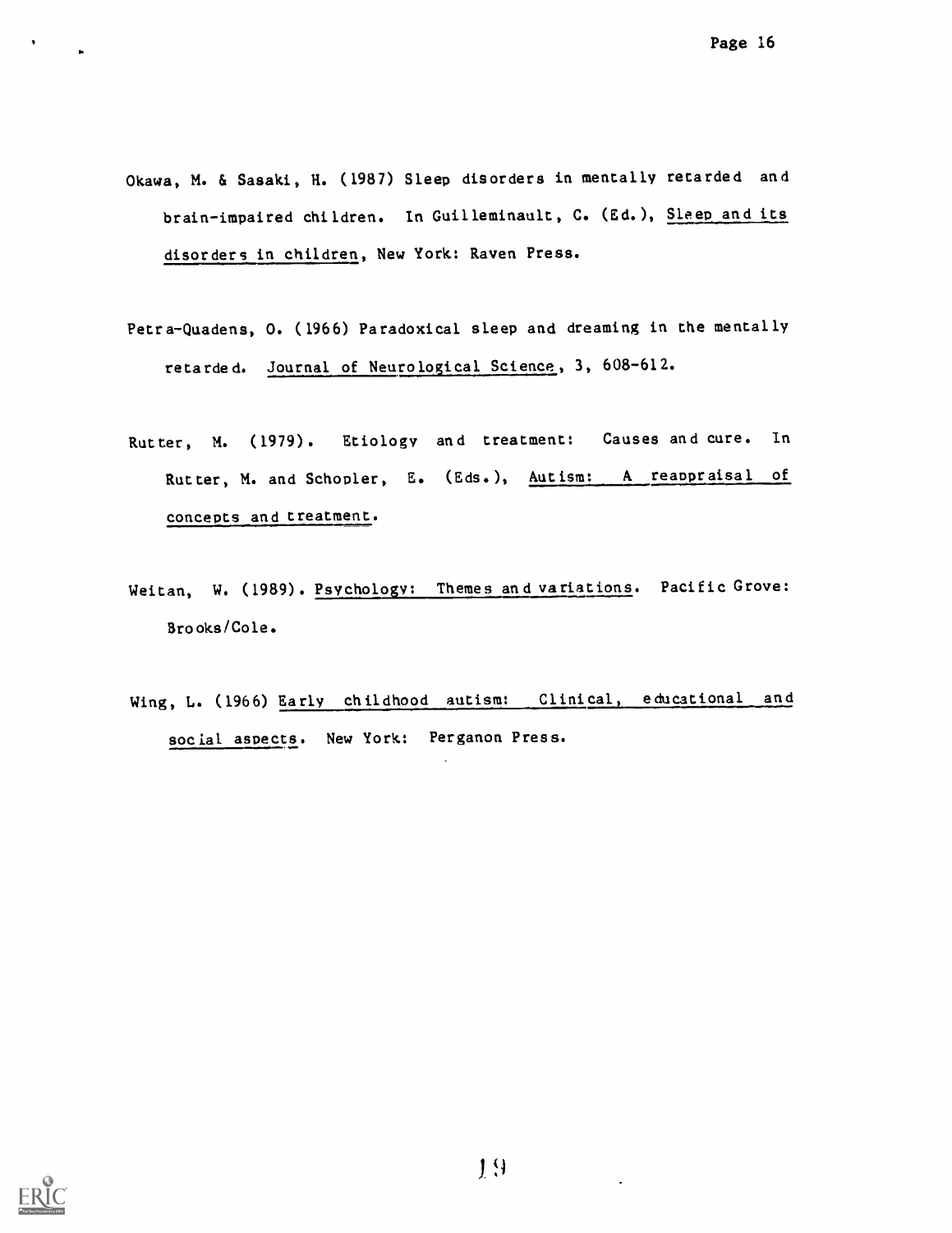Okawa, M. & Sasaki, H. (1987) Sleep disorders in mentally retarded and brain-impaired children. In Guilleminault, C. (Ed.), Sleep and its disorders in children, New York: Raven Press.

Petra-Quadens, O. (1966) Paradoxical sleep and dreaming in the mentally retarded. Journal of Neurological Science, 3, 608-612.

Rutter, M. (1979). Etiology and treatment: Causes and cure. In Rutter, M. and Schopler, E. (Eds.), Autism: A reappraisal of concepts and treatment.

Weitan, W. (1989). Psychology: Themes and variations. Pacific Grove: Brooks/Cole.

Wing, L. (1966) Early childhood autism: Clinical, educational and social aspects. New York: Perganon Press.